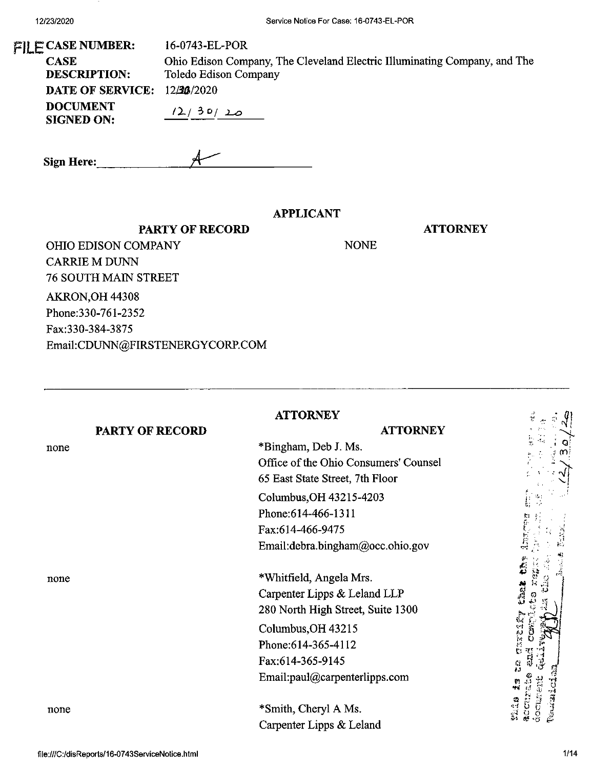FILE

**CASE NUMBER:** 16-0743-EL-POR

**CASE DESCRIPTION:** Ohio Edison Company, The Cleveland Electric Illuminating Company, and The Toledo Edison Company

**DATE OF SERVICE:** 12/30/2020

**DOCUMENT SIGNED ON:** 12/30/20

**Sign Here:** A

## APPLICANT

| PARTY OF RECORD | ATTORNEY |
|---|---|
| OHIO EDISON COMPANY<br>CARRIE M DUNN<br>76 SOUTH MAIN STREET<br>AKRON,OH 44308<br>Phone:330-761-2352<br>Fax:330-384-3875<br>Email:CDUNN@FIRSTENERGYCORP.COM | NONE |

---

## ATTORNEY

| PARTY OF RECORD | ATTORNEY |
|---|---|
| none | *Bingham, Deb J. Ms.<br>Office of the Ohio Consumers' Counsel<br>65 East State Street, 7th Floor<br>Columbus,OH 43215-4203<br>Phone:614-466-1311<br>Fax:614-466-9475<br>Email:debra.bingham@occ.ohio.gov |
| none | *Whitfield, Angela Mrs.<br>Carpenter Lipps & Leland LLP<br>280 North High Street, Suite 1300<br>Columbus,OH 43215<br>Phone:614-365-4112<br>Fax:614-365-9145<br>Email:paul@carpenterlipps.com |
| none | *Smith, Cheryl A Ms.<br>Carpenter Lipps & Leland |

This is to certify that the images appearing are an accurate and complete reproduction of a case file document delivered in the regular course of business. Technician ________ Date Processed 12/30/20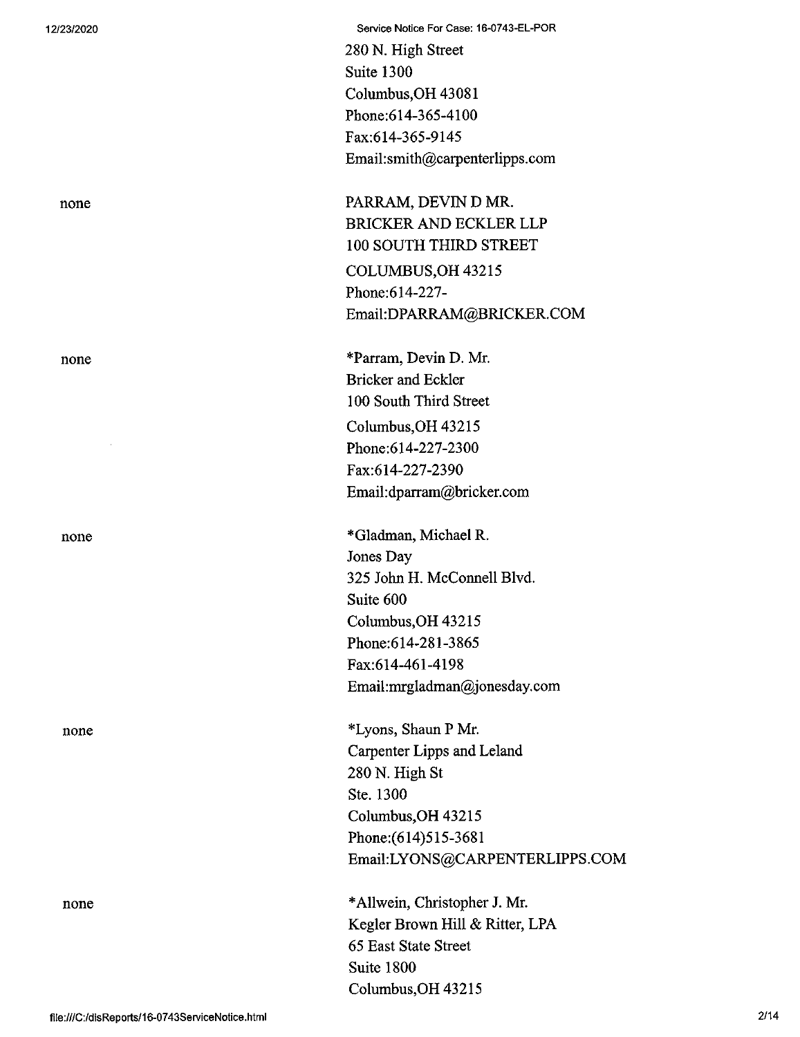280 N. High Street
Suite 1300
Columbus,OH 43081
Phone:614-365-4100
Fax:614-365-9145
Email:smith@carpenterlipps.com

| | |
|---|---|
| none | PARRAM, DEVIN D MR.<br>BRICKER AND ECKLER LLP<br>100 SOUTH THIRD STREET<br>COLUMBUS,OH 43215<br>Phone:614-227-<br>Email:DPARRAM@BRICKER.COM |
| none | *Parram, Devin D. Mr.<br>Bricker and Eckler<br>100 South Third Street<br>Columbus,OH 43215<br>Phone:614-227-2300<br>Fax:614-227-2390<br>Email:dparram@bricker.com |
| none | *Gladman, Michael R.<br>Jones Day<br>325 John H. McConnell Blvd.<br>Suite 600<br>Columbus,OH 43215<br>Phone:614-281-3865<br>Fax:614-461-4198<br>Email:mrgladman@jonesday.com |
| none | *Lyons, Shaun P Mr.<br>Carpenter Lipps and Leland<br>280 N. High St<br>Ste. 1300<br>Columbus,OH 43215<br>Phone:(614)515-3681<br>Email:LYONS@CARPENTERLIPPS.COM |
| none | *Allwein, Christopher J. Mr.<br>Kegler Brown Hill & Ritter, LPA<br>65 East State Street<br>Suite 1800<br>Columbus,OH 43215 |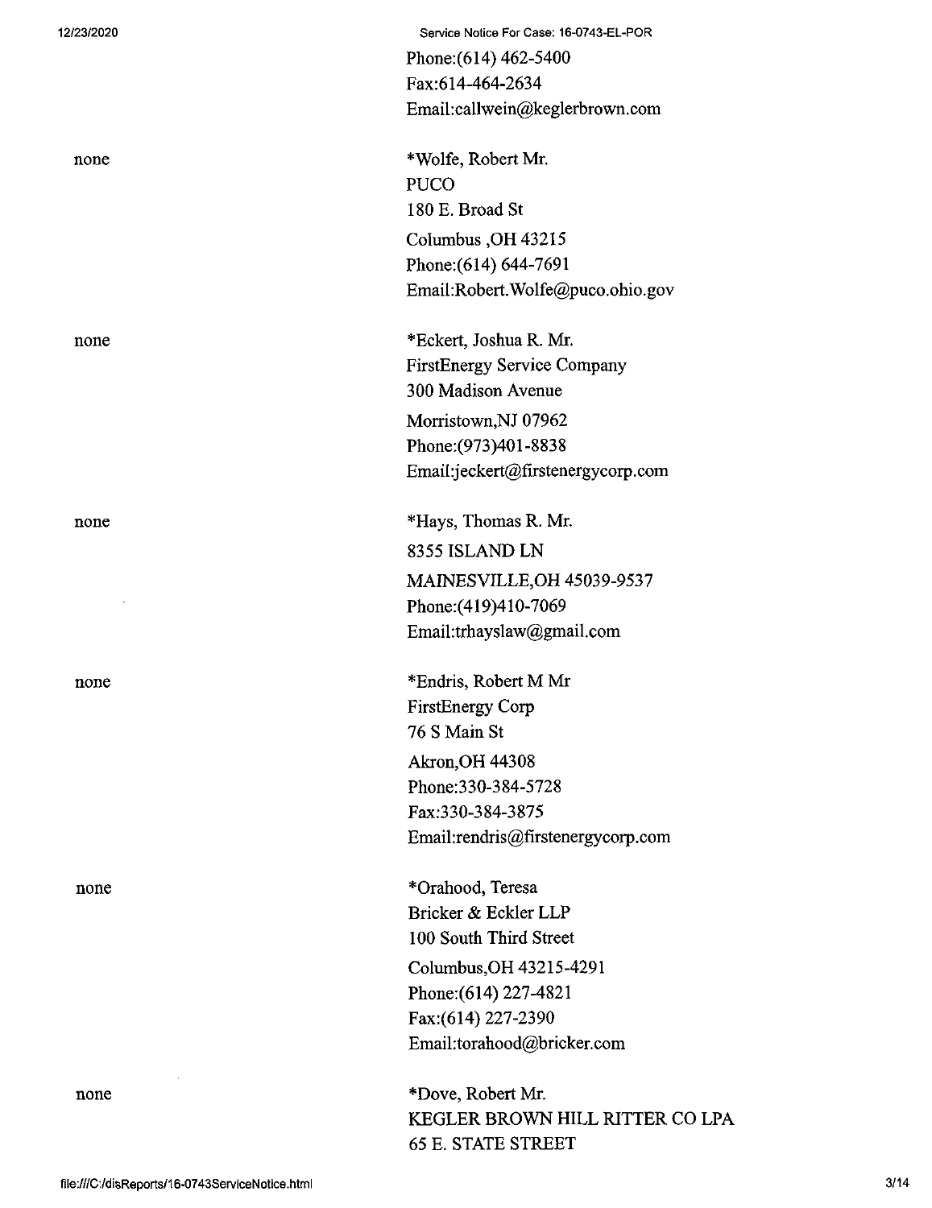Phone:(614) 462-5400
Fax:614-464-2634
Email:callwein@keglerbrown.com

| | |
|---|---|
| none | *Wolfe, Robert Mr.<br>PUCO<br>180 E. Broad St<br>Columbus ,OH 43215<br>Phone:(614) 644-7691<br>Email:Robert.Wolfe@puco.ohio.gov |
| none | *Eckert, Joshua R. Mr.<br>FirstEnergy Service Company<br>300 Madison Avenue<br>Morristown,NJ 07962<br>Phone:(973)401-8838<br>Email:jeckert@firstenergycorp.com |
| none | *Hays, Thomas R. Mr.<br>8355 ISLAND LN<br>MAINESVILLE,OH 45039-9537<br>Phone:(419)410-7069<br>Email:trhayslaw@gmail.com |
| none | *Endris, Robert M Mr<br>FirstEnergy Corp<br>76 S Main St<br>Akron,OH 44308<br>Phone:330-384-5728<br>Fax:330-384-3875<br>Email:rendris@firstenergycorp.com |
| none | *Orahood, Teresa<br>Bricker & Eckler LLP<br>100 South Third Street<br>Columbus,OH 43215-4291<br>Phone:(614) 227-4821<br>Fax:(614) 227-2390<br>Email:torahood@bricker.com |
| none | *Dove, Robert Mr.<br>KEGLER BROWN HILL RITTER CO LPA<br>65 E. STATE STREET |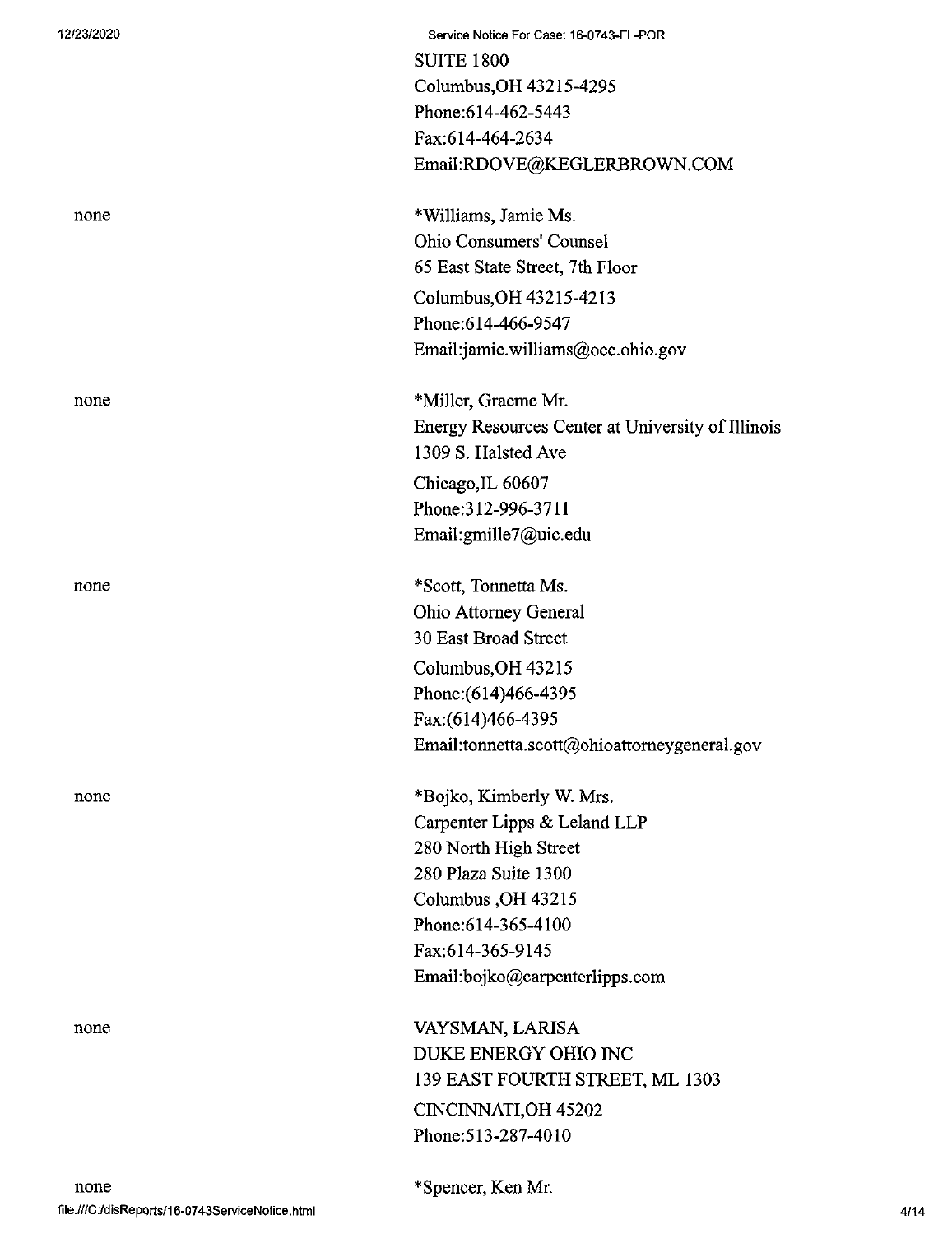SUITE 1800
Columbus,OH 43215-4295
Phone:614-462-5443
Fax:614-464-2634
Email:RDOVE@KEGLERBROWN.COM

none

*Williams, Jamie Ms.
Ohio Consumers' Counsel
65 East State Street, 7th Floor
Columbus,OH 43215-4213
Phone:614-466-9547
Email:jamie.williams@occ.ohio.gov

none

*Miller, Graeme Mr.
Energy Resources Center at University of Illinois
1309 S. Halsted Ave
Chicago,IL 60607
Phone:312-996-3711
Email:gmille7@uic.edu

none

*Scott, Tonnetta Ms.
Ohio Attorney General
30 East Broad Street
Columbus,OH 43215
Phone:(614)466-4395
Fax:(614)466-4395
Email:tonnetta.scott@ohioattorneygeneral.gov

none

*Bojko, Kimberly W. Mrs.
Carpenter Lipps & Leland LLP
280 North High Street
280 Plaza Suite 1300
Columbus ,OH 43215
Phone:614-365-4100
Fax:614-365-9145
Email:bojko@carpenterlipps.com

none

VAYSMAN, LARISA
DUKE ENERGY OHIO INC
139 EAST FOURTH STREET, ML 1303
CINCINNATI,OH 45202
Phone:513-287-4010

none

*Spencer, Ken Mr.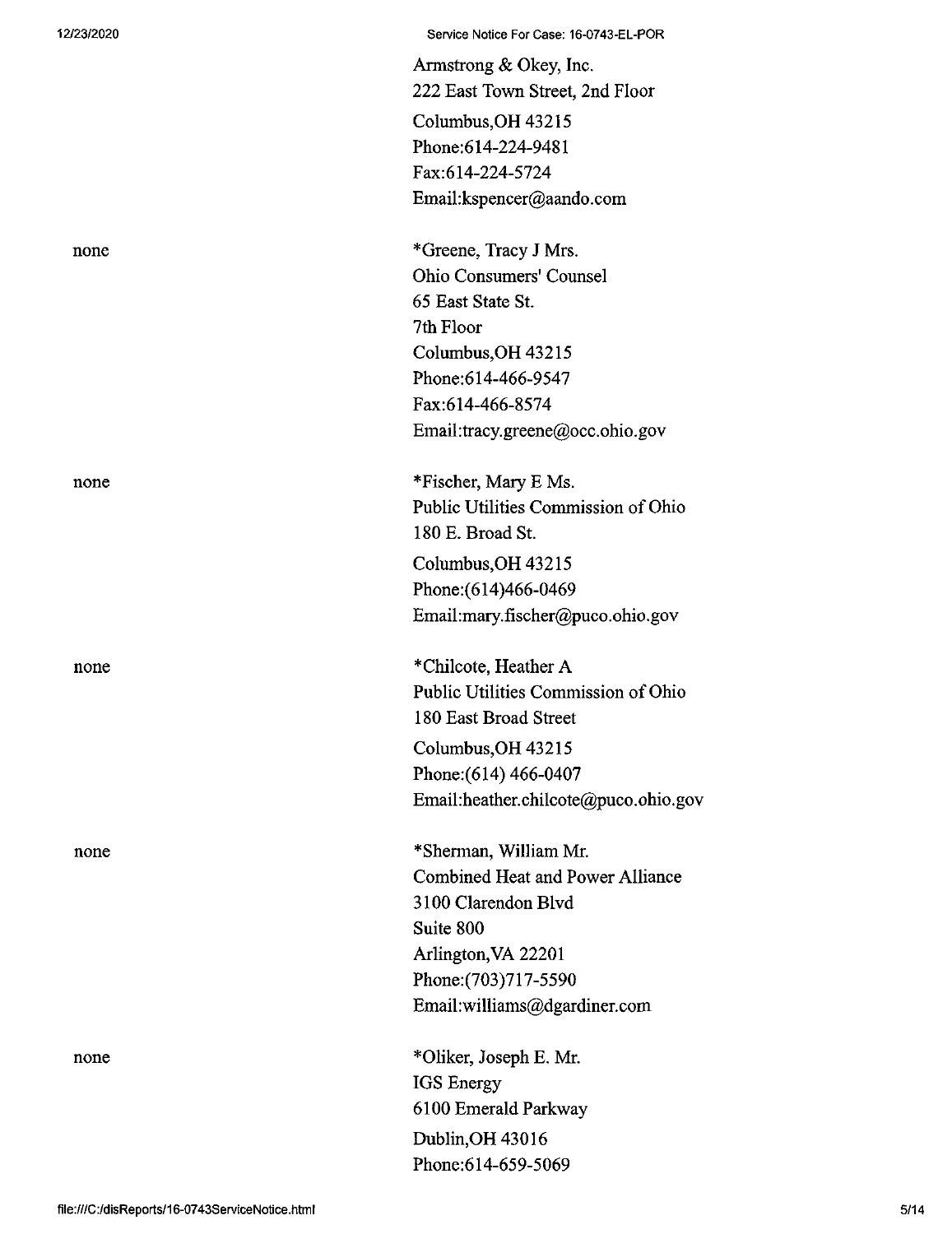Armstrong & Okey, Inc.
222 East Town Street, 2nd Floor
Columbus,OH 43215
Phone:614-224-9481
Fax:614-224-5724
Email:kspencer@aando.com

| | |
|---|---|
| none | *Greene, Tracy J Mrs.<br>Ohio Consumers' Counsel<br>65 East State St.<br>7th Floor<br>Columbus,OH 43215<br>Phone:614-466-9547<br>Fax:614-466-8574<br>Email:tracy.greene@occ.ohio.gov |
| none | *Fischer, Mary E Ms.<br>Public Utilities Commission of Ohio<br>180 E. Broad St.<br>Columbus,OH 43215<br>Phone:(614)466-0469<br>Email:mary.fischer@puco.ohio.gov |
| none | *Chilcote, Heather A<br>Public Utilities Commission of Ohio<br>180 East Broad Street<br>Columbus,OH 43215<br>Phone:(614) 466-0407<br>Email:heather.chilcote@puco.ohio.gov |
| none | *Sherman, William Mr.<br>Combined Heat and Power Alliance<br>3100 Clarendon Blvd<br>Suite 800<br>Arlington,VA 22201<br>Phone:(703)717-5590<br>Email:williams@dgardiner.com |
| none | *Oliker, Joseph E. Mr.<br>IGS Energy<br>6100 Emerald Parkway<br>Dublin,OH 43016<br>Phone:614-659-5069 |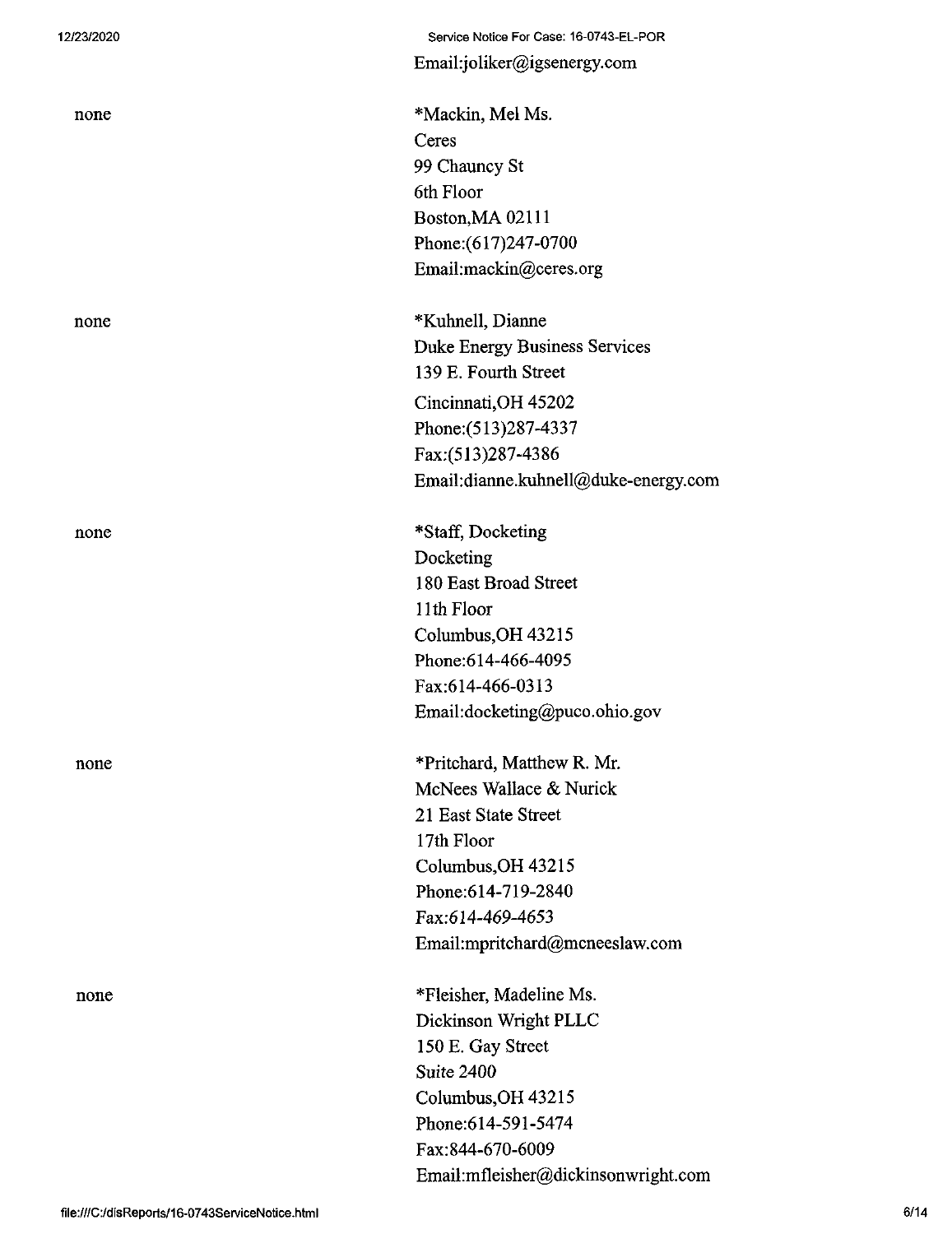Email:joliker@igsenergy.com

| | |
|---|---|
| none | *Mackin, Mel Ms.<br>Ceres<br>99 Chauncy St<br>6th Floor<br>Boston,MA 02111<br>Phone:(617)247-0700<br>Email:mackin@ceres.org |
| none | *Kuhnell, Dianne<br>Duke Energy Business Services<br>139 E. Fourth Street<br>Cincinnati,OH 45202<br>Phone:(513)287-4337<br>Fax:(513)287-4386<br>Email:dianne.kuhnell@duke-energy.com |
| none | *Staff, Docketing<br>Docketing<br>180 East Broad Street<br>11th Floor<br>Columbus,OH 43215<br>Phone:614-466-4095<br>Fax:614-466-0313<br>Email:docketing@puco.ohio.gov |
| none | *Pritchard, Matthew R. Mr.<br>McNees Wallace & Nurick<br>21 East State Street<br>17th Floor<br>Columbus,OH 43215<br>Phone:614-719-2840<br>Fax:614-469-4653<br>Email:mpritchard@mcneeslaw.com |
| none | *Fleisher, Madeline Ms.<br>Dickinson Wright PLLC<br>150 E. Gay Street<br>Suite 2400<br>Columbus,OH 43215<br>Phone:614-591-5474<br>Fax:844-670-6009<br>Email:mfleisher@dickinsonwright.com |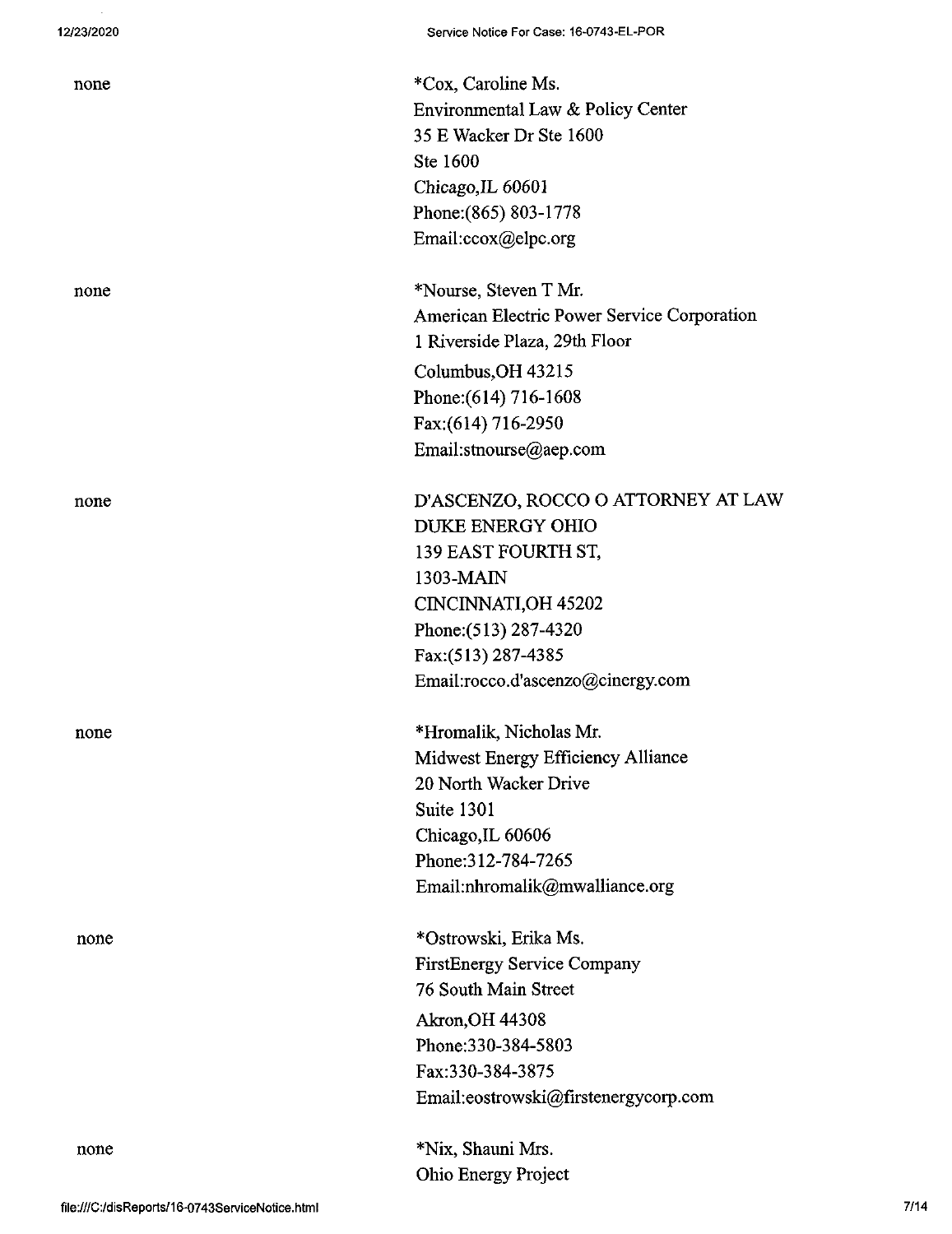| | |
|---|---|
| none | *Cox, Caroline Ms.<br>Environmental Law & Policy Center<br>35 E Wacker Dr Ste 1600<br>Ste 1600<br>Chicago,IL 60601<br>Phone:(865) 803-1778<br>Email:ccox@elpc.org |
| none | *Nourse, Steven T Mr.<br>American Electric Power Service Corporation<br>1 Riverside Plaza, 29th Floor<br>Columbus,OH 43215<br>Phone:(614) 716-1608<br>Fax:(614) 716-2950<br>Email:stnourse@aep.com |
| none | D'ASCENZO, ROCCO O ATTORNEY AT LAW<br>DUKE ENERGY OHIO<br>139 EAST FOURTH ST,<br>1303-MAIN<br>CINCINNATI,OH 45202<br>Phone:(513) 287-4320<br>Fax:(513) 287-4385<br>Email:rocco.d'ascenzo@cinergy.com |
| none | *Hromalik, Nicholas Mr.<br>Midwest Energy Efficiency Alliance<br>20 North Wacker Drive<br>Suite 1301<br>Chicago,IL 60606<br>Phone:312-784-7265<br>Email:nhromalik@mwalliance.org |
| none | *Ostrowski, Erika Ms.<br>FirstEnergy Service Company<br>76 South Main Street<br>Akron,OH 44308<br>Phone:330-384-5803<br>Fax:330-384-3875<br>Email:eostrowski@firstenergycorp.com |
| none | *Nix, Shauni Mrs.<br>Ohio Energy Project |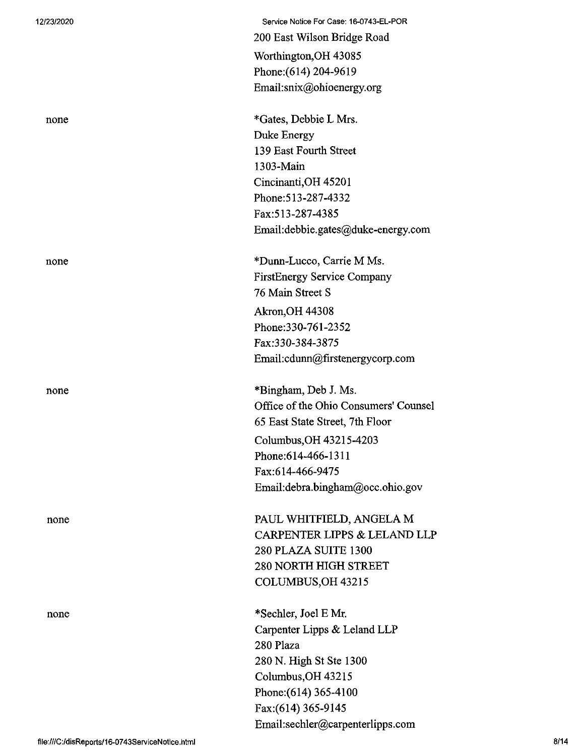200 East Wilson Bridge Road
Worthington,OH 43085
Phone:(614) 204-9619
Email:snix@ohioenergy.org

| | |
|---|---|
| none | *Gates, Debbie L Mrs.<br>Duke Energy<br>139 East Fourth Street<br>1303-Main<br>Cincinanti,OH 45201<br>Phone:513-287-4332<br>Fax:513-287-4385<br>Email:debbie.gates@duke-energy.com |
| none | *Dunn-Lucco, Carrie M Ms.<br>FirstEnergy Service Company<br>76 Main Street S<br>Akron,OH 44308<br>Phone:330-761-2352<br>Fax:330-384-3875<br>Email:cdunn@firstenergycorp.com |
| none | *Bingham, Deb J. Ms.<br>Office of the Ohio Consumers' Counsel<br>65 East State Street, 7th Floor<br>Columbus,OH 43215-4203<br>Phone:614-466-1311<br>Fax:614-466-9475<br>Email:debra.bingham@occ.ohio.gov |
| none | PAUL WHITFIELD, ANGELA M<br>CARPENTER LIPPS & LELAND LLP<br>280 PLAZA SUITE 1300<br>280 NORTH HIGH STREET<br>COLUMBUS,OH 43215 |
| none | *Sechler, Joel E Mr.<br>Carpenter Lipps & Leland LLP<br>280 Plaza<br>280 N. High St Ste 1300<br>Columbus,OH 43215<br>Phone:(614) 365-4100<br>Fax:(614) 365-9145<br>Email:sechler@carpenterlipps.com |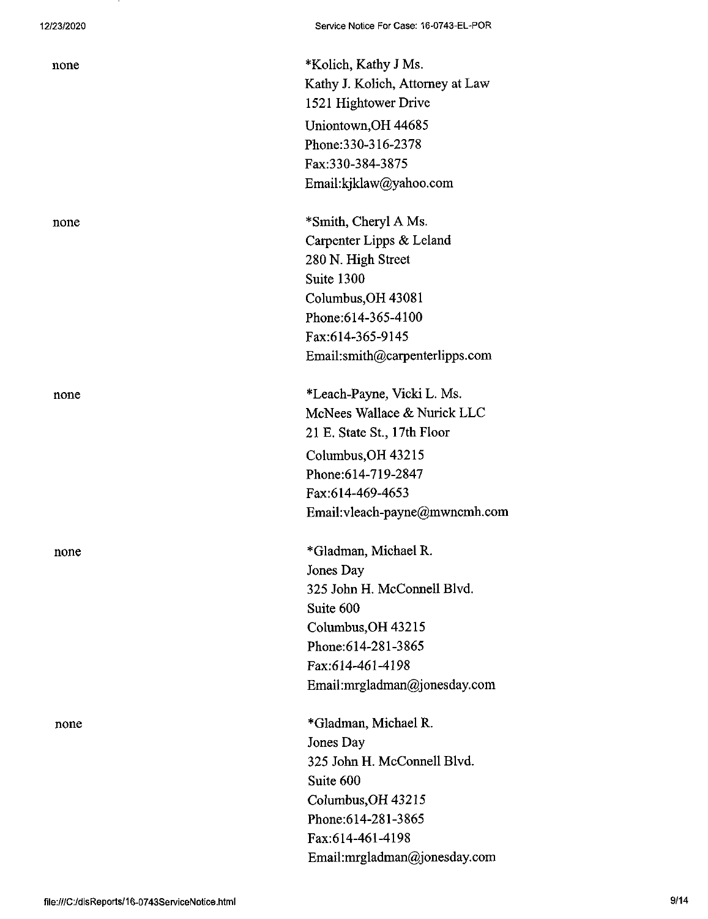| | |
|---|---|
| none | *Kolich, Kathy J Ms.<br>Kathy J. Kolich, Attorney at Law<br>1521 Hightower Drive<br>Uniontown,OH 44685<br>Phone:330-316-2378<br>Fax:330-384-3875<br>Email:kjklaw@yahoo.com |
| none | *Smith, Cheryl A Ms.<br>Carpenter Lipps & Leland<br>280 N. High Street<br>Suite 1300<br>Columbus,OH 43081<br>Phone:614-365-4100<br>Fax:614-365-9145<br>Email:smith@carpenterlipps.com |
| none | *Leach-Payne, Vicki L. Ms.<br>McNees Wallace & Nurick LLC<br>21 E. State St., 17th Floor<br>Columbus,OH 43215<br>Phone:614-719-2847<br>Fax:614-469-4653<br>Email:vleach-payne@mwncmh.com |
| none | *Gladman, Michael R.<br>Jones Day<br>325 John H. McConnell Blvd.<br>Suite 600<br>Columbus,OH 43215<br>Phone:614-281-3865<br>Fax:614-461-4198<br>Email:mrgladman@jonesday.com |
| none | *Gladman, Michael R.<br>Jones Day<br>325 John H. McConnell Blvd.<br>Suite 600<br>Columbus,OH 43215<br>Phone:614-281-3865<br>Fax:614-461-4198<br>Email:mrgladman@jonesday.com |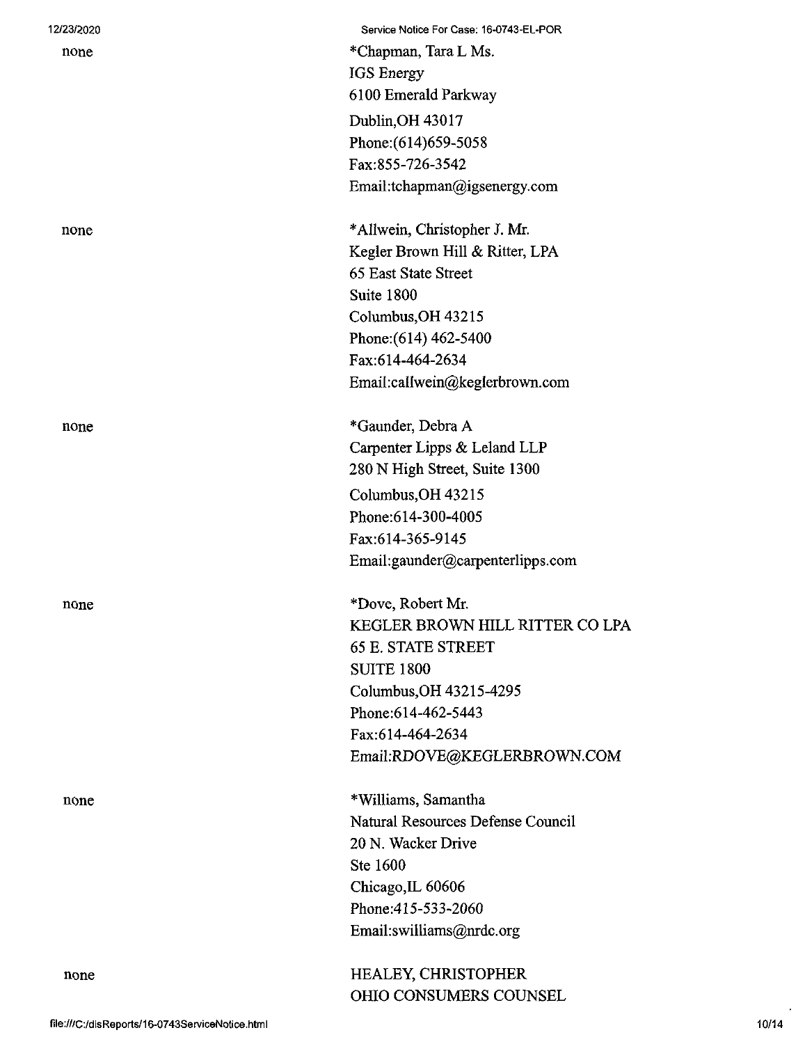none

*Chapman, Tara L Ms.
IGS Energy
6100 Emerald Parkway
Dublin,OH 43017
Phone:(614)659-5058
Fax:855-726-3542
Email:tchapman@igsenergy.com

none

*Allwein, Christopher J. Mr.
Kegler Brown Hill & Ritter, LPA
65 East State Street
Suite 1800
Columbus,OH 43215
Phone:(614) 462-5400
Fax:614-464-2634
Email:callwein@keglerbrown.com

none

*Gaunder, Debra A
Carpenter Lipps & Leland LLP
280 N High Street, Suite 1300
Columbus,OH 43215
Phone:614-300-4005
Fax:614-365-9145
Email:gaunder@carpenterlipps.com

none

*Dove, Robert Mr.
KEGLER BROWN HILL RITTER CO LPA
65 E. STATE STREET
SUITE 1800
Columbus,OH 43215-4295
Phone:614-462-5443
Fax:614-464-2634
Email:RDOVE@KEGLERBROWN.COM

none

*Williams, Samantha
Natural Resources Defense Council
20 N. Wacker Drive
Ste 1600
Chicago,IL 60606
Phone:415-533-2060
Email:swilliams@nrdc.org

none

HEALEY, CHRISTOPHER
OHIO CONSUMERS COUNSEL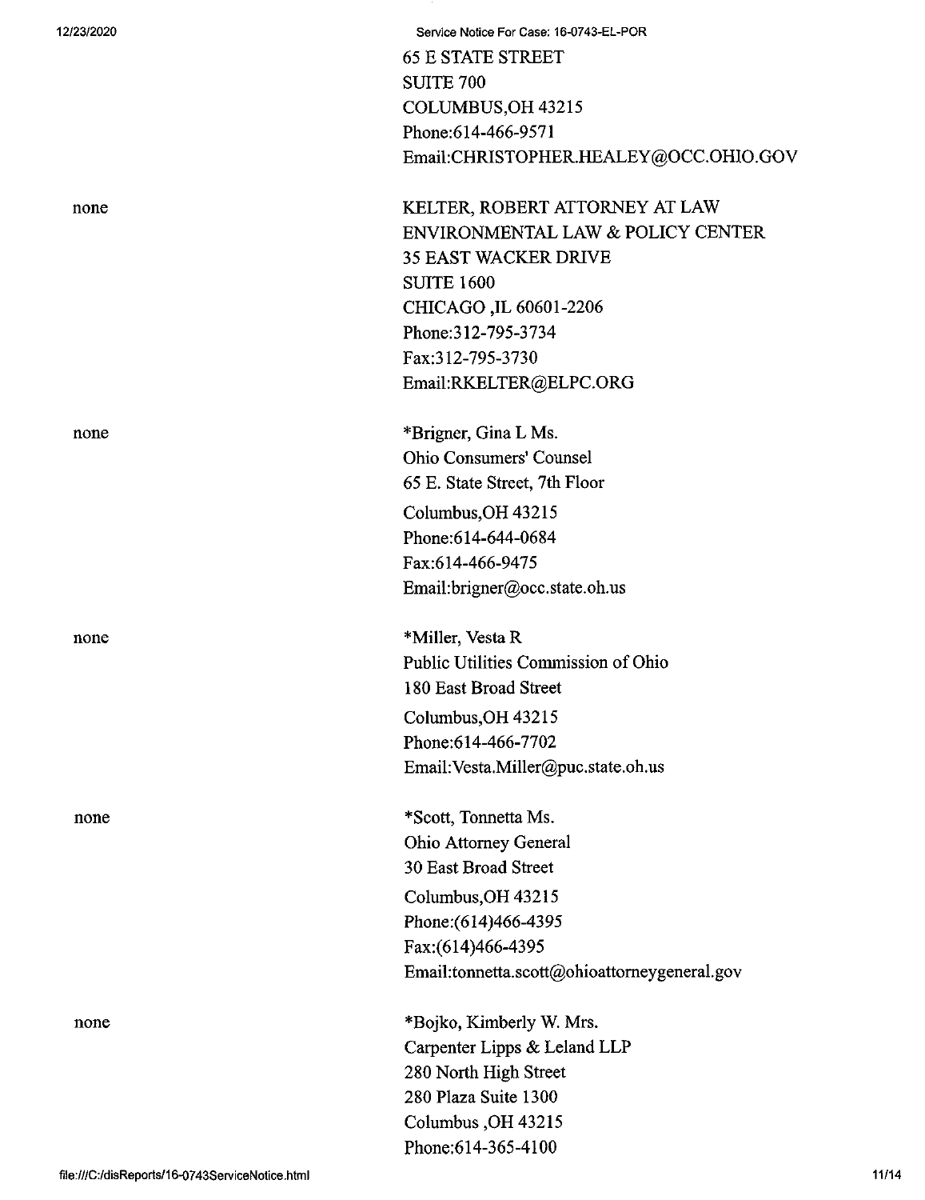65 E STATE STREET
SUITE 700
COLUMBUS,OH 43215
Phone:614-466-9571
Email:CHRISTOPHER.HEALEY@OCC.OHIO.GOV

none

KELTER, ROBERT ATTORNEY AT LAW
ENVIRONMENTAL LAW & POLICY CENTER
35 EAST WACKER DRIVE
SUITE 1600
CHICAGO ,IL 60601-2206
Phone:312-795-3734
Fax:312-795-3730
Email:RKELTER@ELPC.ORG

none

*Brigner, Gina L Ms.
Ohio Consumers' Counsel
65 E. State Street, 7th Floor
Columbus,OH 43215
Phone:614-644-0684
Fax:614-466-9475
Email:brigner@occ.state.oh.us

none

*Miller, Vesta R
Public Utilities Commission of Ohio
180 East Broad Street
Columbus,OH 43215
Phone:614-466-7702
Email:Vesta.Miller@puc.state.oh.us

none

*Scott, Tonnetta Ms.
Ohio Attorney General
30 East Broad Street
Columbus,OH 43215
Phone:(614)466-4395
Fax:(614)466-4395
Email:tonnetta.scott@ohioattorneygeneral.gov

none

*Bojko, Kimberly W. Mrs.
Carpenter Lipps & Leland LLP
280 North High Street
280 Plaza Suite 1300
Columbus ,OH 43215
Phone:614-365-4100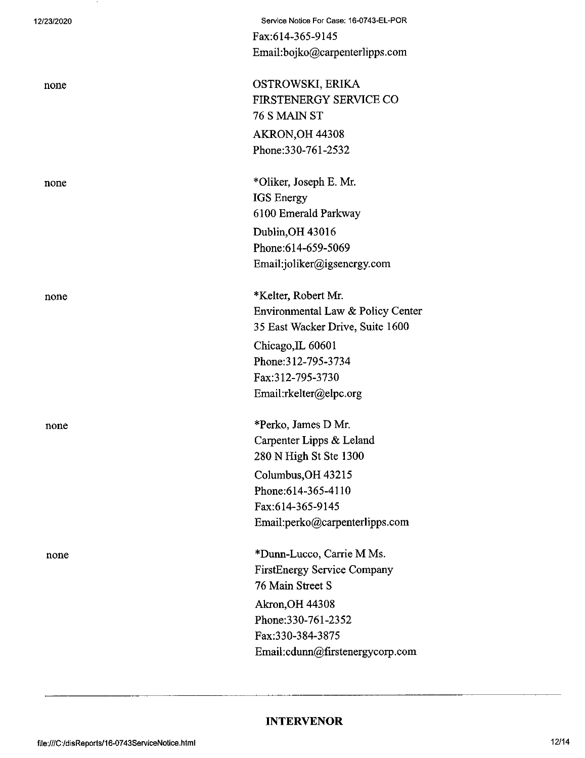Fax:614-365-9145
Email:bojko@carpenterlipps.com

| | |
|---|---|
| none | OSTROWSKI, ERIKA<br>FIRSTENERGY SERVICE CO<br>76 S MAIN ST<br>AKRON,OH 44308<br>Phone:330-761-2532 |
| none | *Oliker, Joseph E. Mr.<br>IGS Energy<br>6100 Emerald Parkway<br>Dublin,OH 43016<br>Phone:614-659-5069<br>Email:joliker@igsenergy.com |
| none | *Kelter, Robert Mr.<br>Environmental Law & Policy Center<br>35 East Wacker Drive, Suite 1600<br>Chicago,IL 60601<br>Phone:312-795-3734<br>Fax:312-795-3730<br>Email:rkelter@elpc.org |
| none | *Perko, James D Mr.<br>Carpenter Lipps & Leland<br>280 N High St Ste 1300<br>Columbus,OH 43215<br>Phone:614-365-4110<br>Fax:614-365-9145<br>Email:perko@carpenterlipps.com |
| none | *Dunn-Lucco, Carrie M Ms.<br>FirstEnergy Service Company<br>76 Main Street S<br>Akron,OH 44308<br>Phone:330-761-2352<br>Fax:330-384-3875<br>Email:cdunn@firstenergycorp.com |

**INTERVENOR**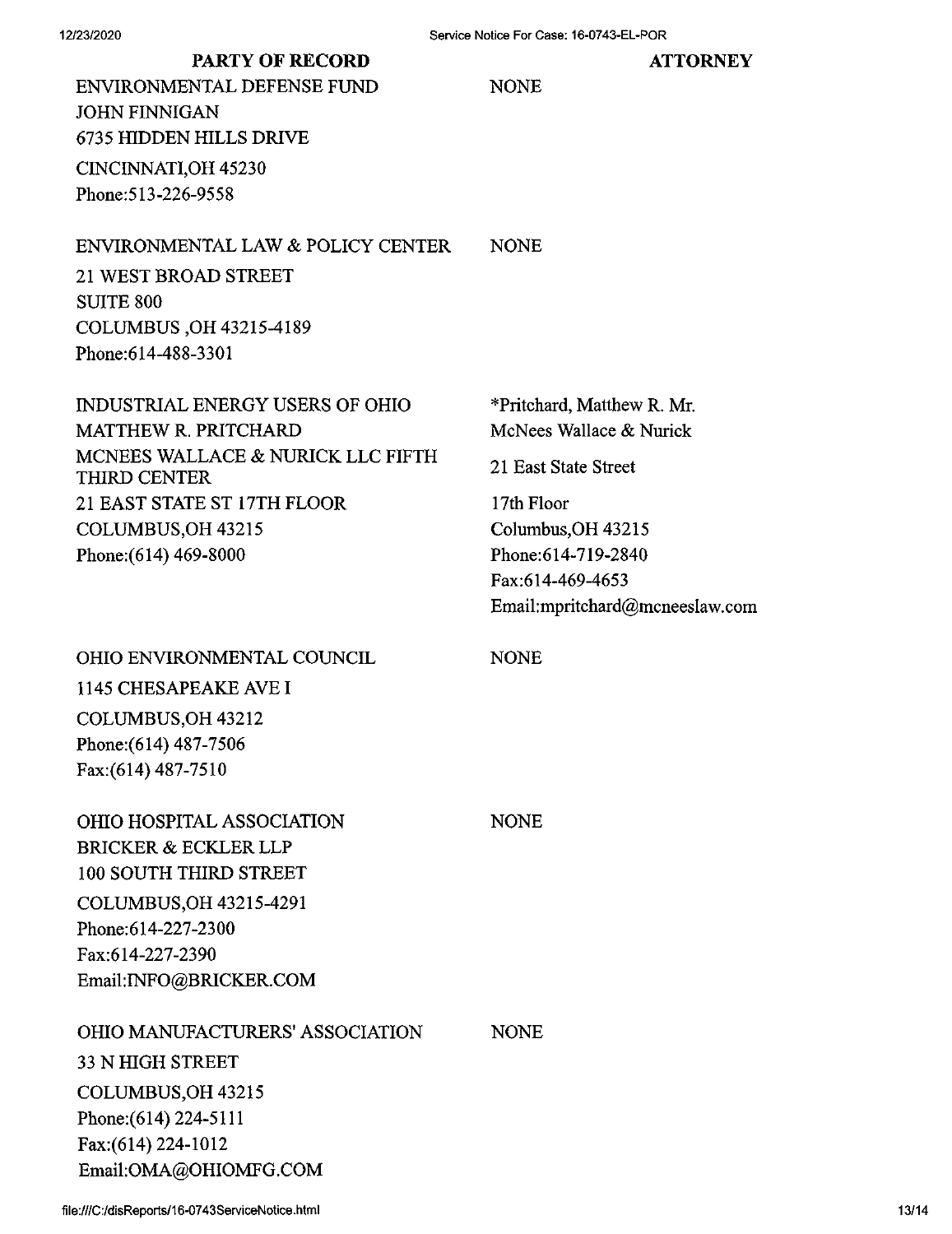| PARTY OF RECORD | ATTORNEY |
|---|---|
| ENVIRONMENTAL DEFENSE FUND<br>JOHN FINNIGAN<br>6735 HIDDEN HILLS DRIVE<br>CINCINNATI,OH 45230<br>Phone:513-226-9558 | NONE |
| ENVIRONMENTAL LAW & POLICY CENTER<br>21 WEST BROAD STREET<br>SUITE 800<br>COLUMBUS ,OH 43215-4189<br>Phone:614-488-3301 | NONE |
| INDUSTRIAL ENERGY USERS OF OHIO<br>MATTHEW R. PRITCHARD<br>MCNEES WALLACE & NURICK LLC FIFTH THIRD CENTER<br>21 EAST STATE ST 17TH FLOOR<br>COLUMBUS,OH 43215<br>Phone:(614) 469-8000 | *Pritchard, Matthew R. Mr.<br>McNees Wallace & Nurick<br>21 East State Street<br>17th Floor<br>Columbus,OH 43215<br>Phone:614-719-2840<br>Fax:614-469-4653<br>Email:mpritchard@mcneeslaw.com |
| OHIO ENVIRONMENTAL COUNCIL<br>1145 CHESAPEAKE AVE I<br>COLUMBUS,OH 43212<br>Phone:(614) 487-7506<br>Fax:(614) 487-7510 | NONE |
| OHIO HOSPITAL ASSOCIATION<br>BRICKER & ECKLER LLP<br>100 SOUTH THIRD STREET<br>COLUMBUS,OH 43215-4291<br>Phone:614-227-2300<br>Fax:614-227-2390<br>Email:INFO@BRICKER.COM | NONE |
| OHIO MANUFACTURERS' ASSOCIATION<br>33 N HIGH STREET<br>COLUMBUS,OH 43215<br>Phone:(614) 224-5111<br>Fax:(614) 224-1012<br>Email:OMA@OHIOMFG.COM | NONE |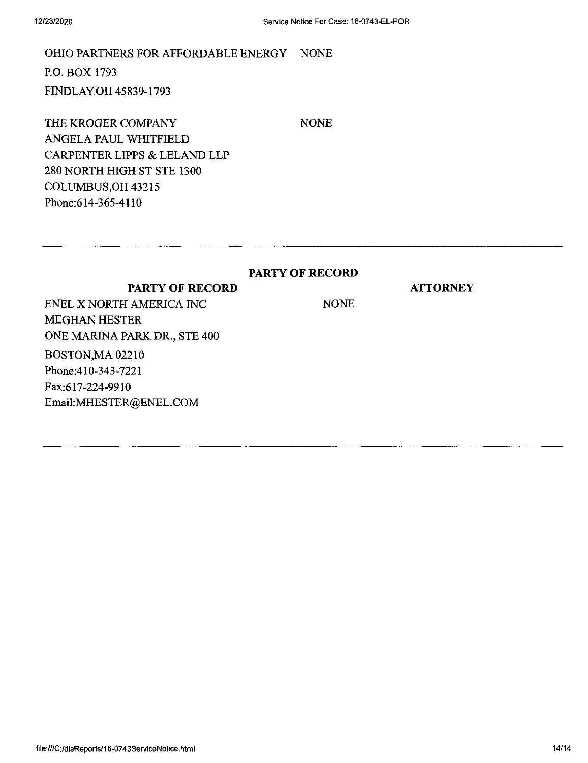| | |
|---|---|
| OHIO PARTNERS FOR AFFORDABLE ENERGY<br>P.O. BOX 1793<br>FINDLAY,OH 45839-1793 | NONE |
| THE KROGER COMPANY<br>ANGELA PAUL WHITFIELD<br>CARPENTER LIPPS & LELAND LLP<br>280 NORTH HIGH ST STE 1300<br>COLUMBUS,OH 43215<br>Phone:614-365-4110 | NONE |

---

**PARTY OF RECORD**

| PARTY OF RECORD | ATTORNEY |
|---|---|
| ENEL X NORTH AMERICA INC<br>MEGHAN HESTER<br>ONE MARINA PARK DR., STE 400<br>BOSTON,MA 02210<br>Phone:410-343-7221<br>Fax:617-224-9910<br>Email:MHESTER@ENEL.COM | NONE |

---